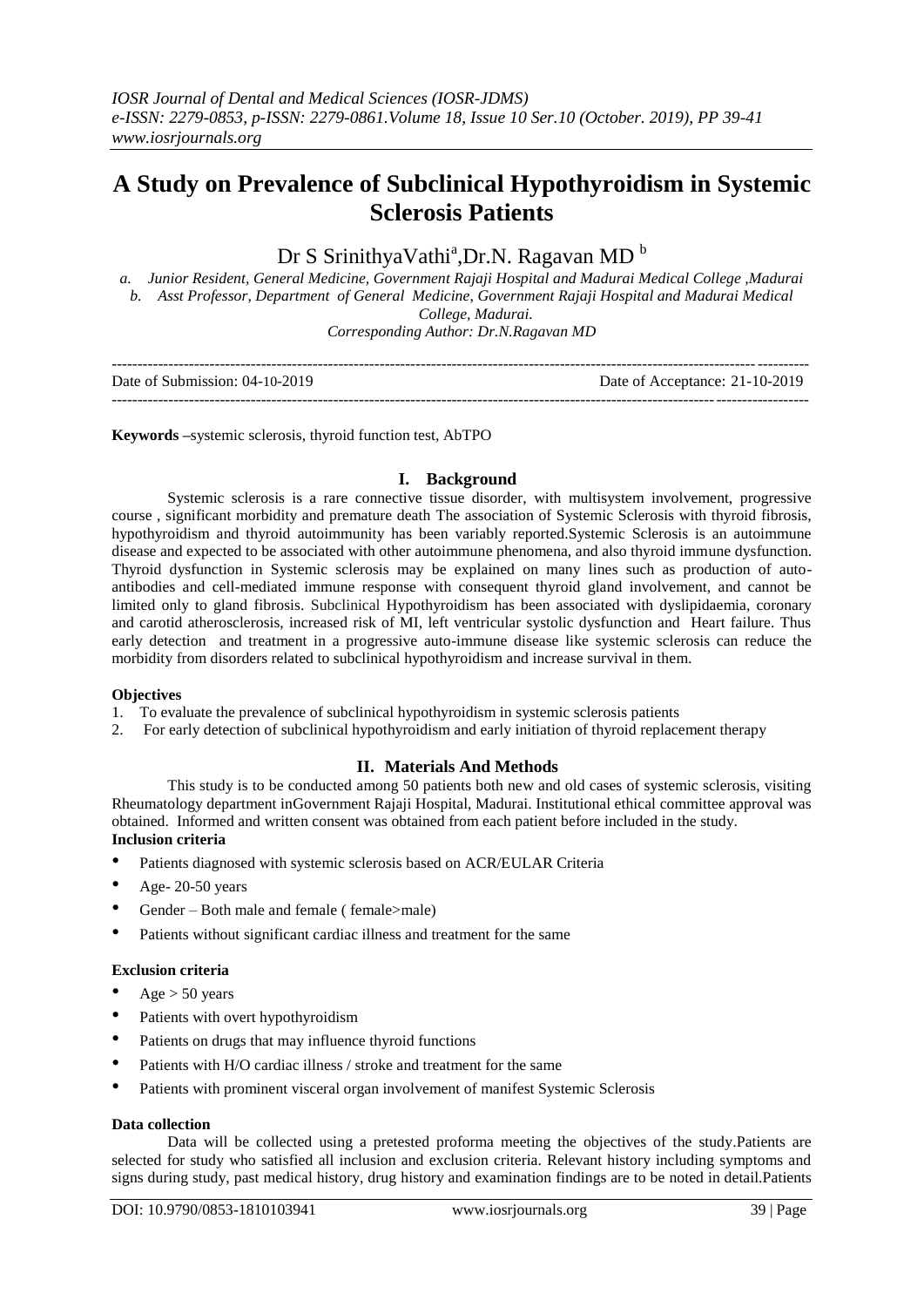# A Study on Prevalence of Subclinical Hypothyroidism in Systemic Sclerosis Patients

Dr S SrinithyaVathi[a],Dr.N. Ragavan MD [b]

*a. Junior Resident, General Medicine, Government Rajaji Hospital and Madurai Medical College ,Madurai*
*b. Asst Professor, Department of General Medicine, Government Rajaji Hospital and Madurai Medical College, Madurai.*
*Corresponding Author: Dr.N.Ragavan MD*

Date of Submission: 04-10-2019 Date of Acceptance: 21-10-2019

**Keywords –**systemic sclerosis, thyroid function test, AbTPO

## I. Background

Systemic sclerosis is a rare connective tissue disorder, with multisystem involvement, progressive course , significant morbidity and premature death The association of Systemic Sclerosis with thyroid fibrosis, hypothyroidism and thyroid autoimmunity has been variably reported.Systemic Sclerosis is an autoimmune disease and expected to be associated with other autoimmune phenomena, and also thyroid immune dysfunction. Thyroid dysfunction in Systemic sclerosis may be explained on many lines such as production of auto-antibodies and cell-mediated immune response with consequent thyroid gland involvement, and cannot be limited only to gland fibrosis. Subclinical Hypothyroidism has been associated with dyslipidaemia, coronary and carotid atherosclerosis, increased risk of MI, left ventricular systolic dysfunction and Heart failure. Thus early detection and treatment in a progressive auto-immune disease like systemic sclerosis can reduce the morbidity from disorders related to subclinical hypothyroidism and increase survival in them.

### Objectives

1. To evaluate the prevalence of subclinical hypothyroidism in systemic sclerosis patients
2. For early detection of subclinical hypothyroidism and early initiation of thyroid replacement therapy

## II. Materials And Methods

This study is to be conducted among 50 patients both new and old cases of systemic sclerosis, visiting Rheumatology department inGovernment Rajaji Hospital, Madurai. Institutional ethical committee approval was obtained. Informed and written consent was obtained from each patient before included in the study.

### Inclusion criteria

- Patients diagnosed with systemic sclerosis based on ACR/EULAR Criteria
- Age- 20-50 years
- Gender – Both male and female ( female>male)
- Patients without significant cardiac illness and treatment for the same

### Exclusion criteria

- Age > 50 years
- Patients with overt hypothyroidism
- Patients on drugs that may influence thyroid functions
- Patients with H/O cardiac illness / stroke and treatment for the same
- Patients with prominent visceral organ involvement of manifest Systemic Sclerosis

### Data collection

Data will be collected using a pretested proforma meeting the objectives of the study.Patients are selected for study who satisfied all inclusion and exclusion criteria. Relevant history including symptoms and signs during study, past medical history, drug history and examination findings are to be noted in detail.Patients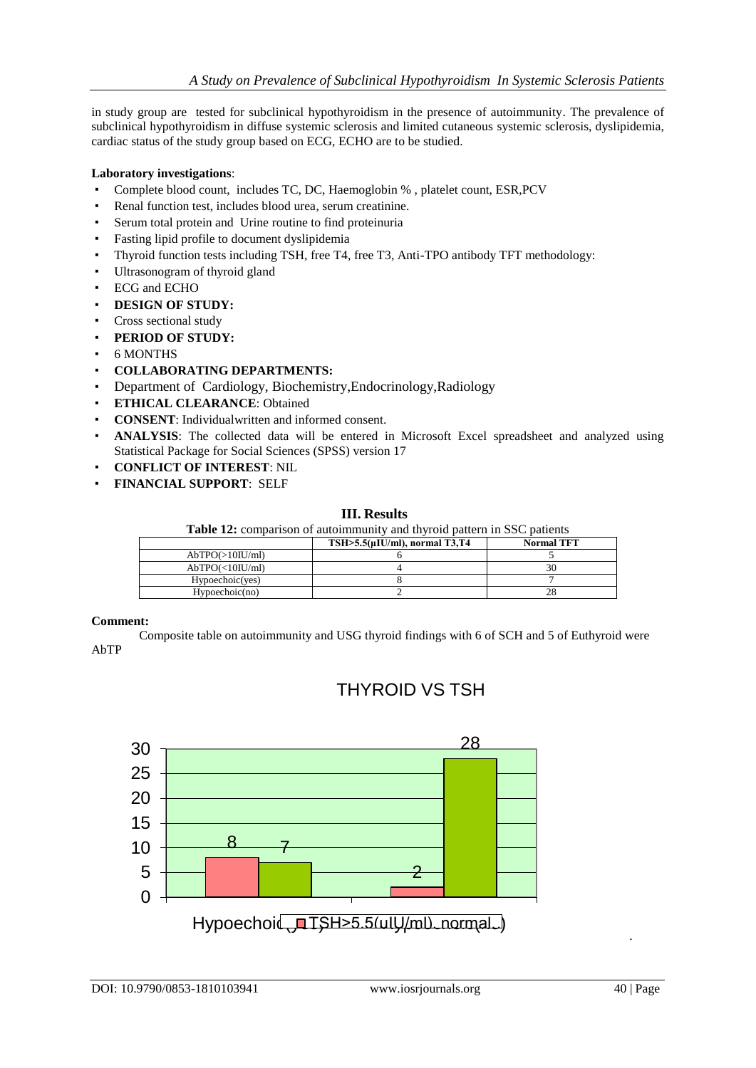in study group are tested for subclinical hypothyroidism in the presence of autoimmunity. The prevalence of subclinical hypothyroidism in diffuse systemic sclerosis and limited cutaneous systemic sclerosis, dyslipidemia, cardiac status of the study group based on ECG, ECHO are to be studied.

**Laboratory investigations**:

- Complete blood count, includes TC, DC, Haemoglobin % , platelet count, ESR,PCV
- Renal function test, includes blood urea, serum creatinine.
- Serum total protein and Urine routine to find proteinuria
- Fasting lipid profile to document dyslipidemia
- Thyroid function tests including TSH, free T4, free T3, Anti-TPO antibody TFT methodology:
- Ultrasonogram of thyroid gland
- ECG and ECHO
- **DESIGN OF STUDY:**
- Cross sectional study
- **PERIOD OF STUDY:**
- 6 MONTHS
- **COLLABORATING DEPARTMENTS:**
- Department of Cardiology, Biochemistry,Endocrinology,Radiology
- **ETHICAL CLEARANCE**: Obtained
- **CONSENT**: Individualwritten and informed consent.
- **ANALYSIS**: The collected data will be entered in Microsoft Excel spreadsheet and analyzed using Statistical Package for Social Sciences (SPSS) version 17
- **CONFLICT OF INTEREST**: NIL
- **FINANCIAL SUPPORT**: SELF

## III. Results

**Table 12:** comparison of autoimmunity and thyroid pattern in SSC patients

| | TSH>5.5(μIU/ml), normal T3,T4 | Normal TFT |
|---|---|---|
| AbTPO(>10IU/ml) | 6 | 5 |
| AbTPO(<10IU/ml) | 4 | 30 |
| Hypoechoic(yes) | 8 | 7 |
| Hypoechoic(no) | 2 | 28 |

**Comment:**

Composite table on autoimmunity and USG thyroid findings with 6 of SCH and 5 of Euthyroid were AbTP

THYROID VS TSH

| | TSH>5.5(uIU/ml), normal T3,T4 | Normal TFT |
|---|---|---|
| Hypoechoic(yes) | 8 | 7 |
| Hypoechoic(no) | 2 | 28 |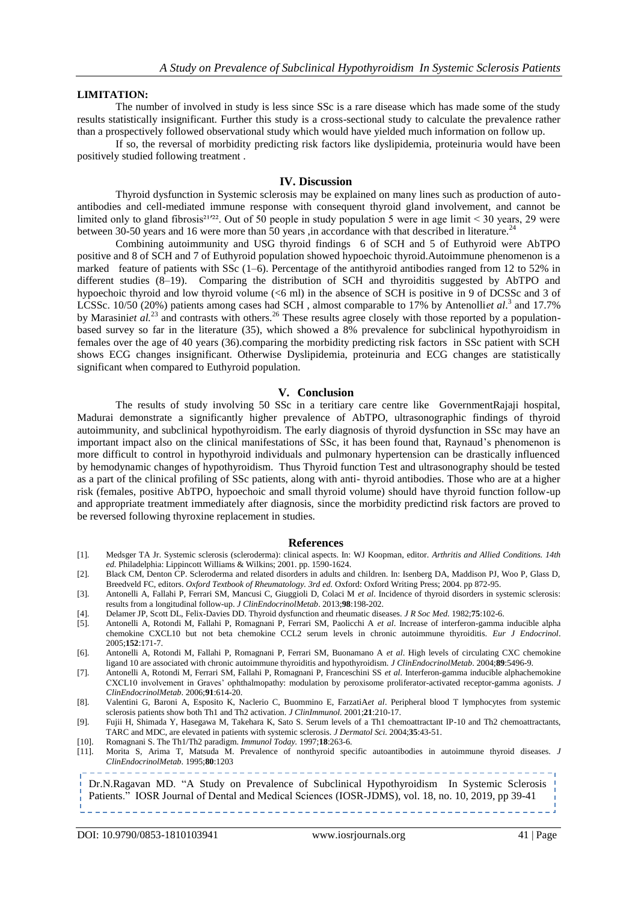**LIMITATION:**

The number of involved in study is less since SSc is a rare disease which has made some of the study results statistically insignificant. Further this study is a cross-sectional study to calculate the prevalence rather than a prospectively followed observational study which would have yielded much information on follow up.

If so, the reversal of morbidity predicting risk factors like dyslipidemia, proteinuria would have been positively studied following treatment .

## IV. Discussion

Thyroid dysfunction in Systemic sclerosis may be explained on many lines such as production of auto-antibodies and cell-mediated immune response with consequent thyroid gland involvement, and cannot be limited only to gland fibrosis[21,22]. Out of 50 people in study population 5 were in age limit < 30 years, 29 were between 30-50 years and 16 were more than 50 years ,in accordance with that described in literature.[24]

Combining autoimmunity and USG thyroid findings 6 of SCH and 5 of Euthyroid were AbTPO positive and 8 of SCH and 7 of Euthyroid population showed hypoechoic thyroid.Autoimmune phenomenon is a marked feature of patients with SSc (1–6). Percentage of the antithyroid antibodies ranged from 12 to 52% in different studies (8–19). Comparing the distribution of SCH and thyroiditis suggested by AbTPO and hypoechoic thyroid and low thyroid volume (<6 ml) in the absence of SCH is positive in 9 of DCSSc and 3 of LCSSc. 10/50 (20%) patients among cases had SCH , almost comparable to 17% by Antonelli*et al*.[3] and 17.7% by Marasini*et al.*[23] and contrasts with others.[26] These results agree closely with those reported by a population-based survey so far in the literature (35), which showed a 8% prevalence for subclinical hypothyroidism in females over the age of 40 years (36).comparing the morbidity predicting risk factors in SSc patient with SCH shows ECG changes insignificant. Otherwise Dyslipidemia, proteinuria and ECG changes are statistically significant when compared to Euthyroid population.

## V. Conclusion

The results of study involving 50 SSc in a teritiary care centre like GovernmentRajaji hospital, Madurai demonstrate a significantly higher prevalence of AbTPO, ultrasonographic findings of thyroid autoimmunity, and subclinical hypothyroidism. The early diagnosis of thyroid dysfunction in SSc may have an important impact also on the clinical manifestations of SSc, it has been found that, Raynaud's phenomenon is more difficult to control in hypothyroid individuals and pulmonary hypertension can be drastically influenced by hemodynamic changes of hypothyroidism. Thus Thyroid function Test and ultrasonography should be tested as a part of the clinical profiling of SSc patients, along with anti- thyroid antibodies. Those who are at a higher risk (females, positive AbTPO, hypoechoic and small thyroid volume) should have thyroid function follow-up and appropriate treatment immediately after diagnosis, since the morbidity predictind risk factors are proved to be reversed following thyroxine replacement in studies.

## References

[1]. Medsger TA Jr. Systemic sclerosis (scleroderma): clinical aspects. In: WJ Koopman, editor. *Arthritis and Allied Conditions. 14th ed.* Philadelphia: Lippincott Williams & Wilkins; 2001. pp. 1590-1624.

[2]. Black CM, Denton CP. Scleroderma and related disorders in adults and children. In: Isenberg DA, Maddison PJ, Woo P, Glass D, Breedveld FC, editors. *Oxford Textbook of Rheumatology. 3rd ed.* Oxford: Oxford Writing Press; 2004. pp 872-95.

[3]. Antonelli A, Fallahi P, Ferrari SM, Mancusi C, Giuggioli D, Colaci M *et al*. Incidence of thyroid disorders in systemic sclerosis: results from a longitudinal follow-up. *J ClinEndocrinolMetab*. 2013;**98**:198-202.

[4]. Delamer JP, Scott DL, Felix-Davies DD. Thyroid dysfunction and rheumatic diseases. *J R Soc Med.* 1982;**75**:102-6.

[5]. Antonelli A, Rotondi M, Fallahi P, Romagnani P, Ferrari SM, Paolicchi A *et al*. Increase of interferon-gamma inducible alpha chemokine CXCL10 but not beta chemokine CCL2 serum levels in chronic autoimmune thyroiditis. *Eur J Endocrinol*. 2005;**152**:171-7.

[6]. Antonelli A, Rotondi M, Fallahi P, Romagnani P, Ferrari SM, Buonamano A *et al*. High levels of circulating CXC chemokine ligand 10 are associated with chronic autoimmune thyroiditis and hypothyroidism. *J ClinEndocrinolMetab*. 2004;**89**:5496-9.

[7]. Antonelli A, Rotondi M, Ferrari SM, Fallahi P, Romagnani P, Franceschini SS *et al*. Interferon-gamma inducible alphachemokine CXCL10 involvement in Graves' ophthalmopathy: modulation by peroxisome proliferator-activated receptor-gamma agonists. *J ClinEndocrinolMetab*. 2006;**91**:614-20.

[8]. Valentini G, Baroni A, Esposito K, Naclerio C, Buommino E, Farzati*et al*. Peripheral blood T lymphocytes from systemic sclerosis patients show both Th1 and Th2 activation. *J ClinImmunol.* 2001;**21**:210-17.

[9]. Fujii H, Shimada Y, Hasegawa M, Takehara K, Sato S. Serum levels of a Th1 chemoattractant IP-10 and Th2 chemoattractants, TARC and MDC, are elevated in patients with systemic sclerosis. *J Dermatol Sci.* 2004;**35**:43-51.

[10]. Romagnani S. The Th1/Th2 paradigm. *Immunol Today.* 1997;**18**:263-6.

[11]. Morita S, Arima T, Matsuda M. Prevalence of nonthyroid specific autoantibodies in autoimmune thyroid diseases. *J ClinEndocrinolMetab*. 1995;**80**:1203

Dr.N.Ragavan MD. "A Study on Prevalence of Subclinical Hypothyroidism In Systemic Sclerosis Patients." IOSR Journal of Dental and Medical Sciences (IOSR-JDMS), vol. 18, no. 10, 2019, pp 39-41